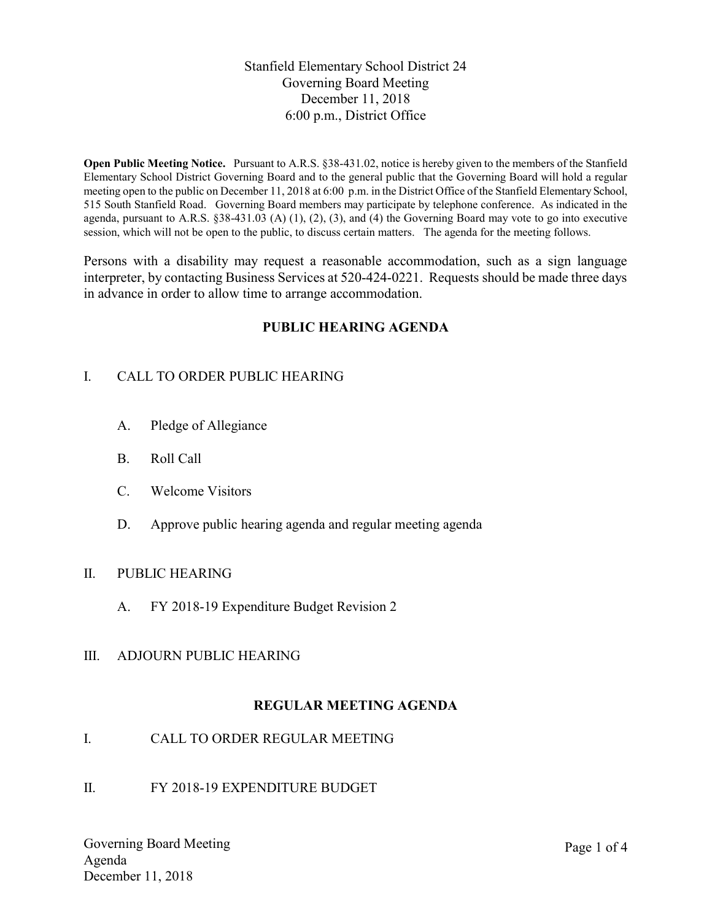Stanfield Elementary School District 24
Governing Board Meeting
December 11, 2018
6:00 p.m., District Office

**Open Public Meeting Notice.** Pursuant to A.R.S. §38-431.02, notice is hereby given to the members of the Stanfield Elementary School District Governing Board and to the general public that the Governing Board will hold a regular meeting open to the public on December 11, 2018 at 6:00 p.m. in the District Office of the Stanfield Elementary School, 515 South Stanfield Road. Governing Board members may participate by telephone conference. As indicated in the agenda, pursuant to A.R.S. §38-431.03 (A) (1), (2), (3), and (4) the Governing Board may vote to go into executive session, which will not be open to the public, to discuss certain matters. The agenda for the meeting follows.

Persons with a disability may request a reasonable accommodation, such as a sign language interpreter, by contacting Business Services at 520-424-0221. Requests should be made three days in advance in order to allow time to arrange accommodation.

## PUBLIC HEARING AGENDA

I. CALL TO ORDER PUBLIC HEARING

   A. Pledge of Allegiance

   B. Roll Call

   C. Welcome Visitors

   D. Approve public hearing agenda and regular meeting agenda

II. PUBLIC HEARING

   A. FY 2018-19 Expenditure Budget Revision 2

III. ADJOURN PUBLIC HEARING

## REGULAR MEETING AGENDA

I. CALL TO ORDER REGULAR MEETING

II. FY 2018-19 EXPENDITURE BUDGET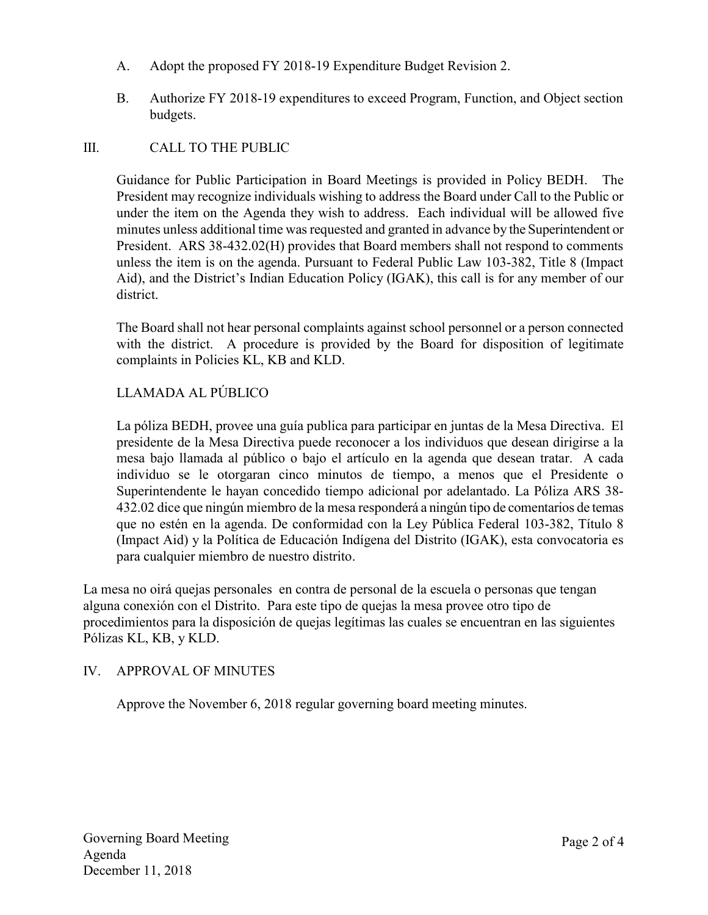A. Adopt the proposed FY 2018-19 Expenditure Budget Revision 2.

B. Authorize FY 2018-19 expenditures to exceed Program, Function, and Object section budgets.

## III. CALL TO THE PUBLIC

Guidance for Public Participation in Board Meetings is provided in Policy BEDH. The President may recognize individuals wishing to address the Board under Call to the Public or under the item on the Agenda they wish to address. Each individual will be allowed five minutes unless additional time was requested and granted in advance by the Superintendent or President. ARS 38-432.02(H) provides that Board members shall not respond to comments unless the item is on the agenda. Pursuant to Federal Public Law 103-382, Title 8 (Impact Aid), and the District's Indian Education Policy (IGAK), this call is for any member of our district.

The Board shall not hear personal complaints against school personnel or a person connected with the district. A procedure is provided by the Board for disposition of legitimate complaints in Policies KL, KB and KLD.

### LLAMADA AL PÚBLICO

La póliza BEDH, provee una guía publica para participar en juntas de la Mesa Directiva. El presidente de la Mesa Directiva puede reconocer a los individuos que desean dirigirse a la mesa bajo llamada al público o bajo el artículo en la agenda que desean tratar. A cada individuo se le otorgaran cinco minutos de tiempo, a menos que el Presidente o Superintendente le hayan concedido tiempo adicional por adelantado. La Póliza ARS 38-432.02 dice que ningún miembro de la mesa responderá a ningún tipo de comentarios de temas que no estén en la agenda. De conformidad con la Ley Pública Federal 103-382, Título 8 (Impact Aid) y la Política de Educación Indígena del Distrito (IGAK), esta convocatoria es para cualquier miembro de nuestro distrito.

La mesa no oirá quejas personales en contra de personal de la escuela o personas que tengan alguna conexión con el Distrito. Para este tipo de quejas la mesa provee otro tipo de procedimientos para la disposición de quejas legítimas las cuales se encuentran en las siguientes Pólizas KL, KB, y KLD.

## IV. APPROVAL OF MINUTES

Approve the November 6, 2018 regular governing board meeting minutes.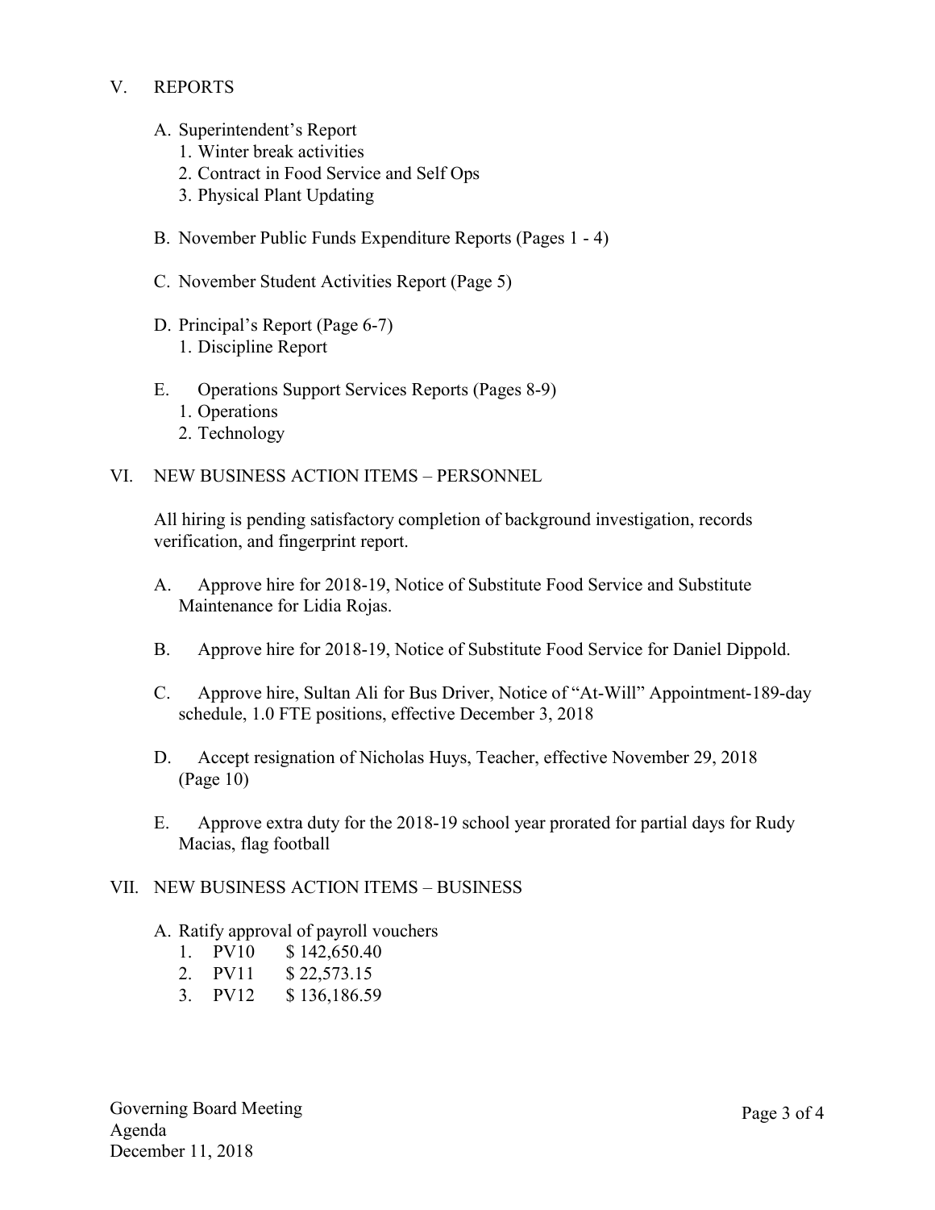## V. REPORTS

A. Superintendent's Report
   1. Winter break activities
   2. Contract in Food Service and Self Ops
   3. Physical Plant Updating

B. November Public Funds Expenditure Reports (Pages 1 - 4)

C. November Student Activities Report (Page 5)

D. Principal's Report (Page 6-7)
   1. Discipline Report

E. Operations Support Services Reports (Pages 8-9)
   1. Operations
   2. Technology

## VI. NEW BUSINESS ACTION ITEMS – PERSONNEL

All hiring is pending satisfactory completion of background investigation, records verification, and fingerprint report.

A. Approve hire for 2018-19, Notice of Substitute Food Service and Substitute Maintenance for Lidia Rojas.

B. Approve hire for 2018-19, Notice of Substitute Food Service for Daniel Dippold.

C. Approve hire, Sultan Ali for Bus Driver, Notice of "At-Will" Appointment-189-day schedule, 1.0 FTE positions, effective December 3, 2018

D. Accept resignation of Nicholas Huys, Teacher, effective November 29, 2018 (Page 10)

E. Approve extra duty for the 2018-19 school year prorated for partial days for Rudy Macias, flag football

## VII. NEW BUSINESS ACTION ITEMS – BUSINESS

A. Ratify approval of payroll vouchers
   1. PV10 $ 142,650.40
   2. PV11 $ 22,573.15
   3. PV12 $ 136,186.59

Governing Board Meeting
Agenda
December 11, 2018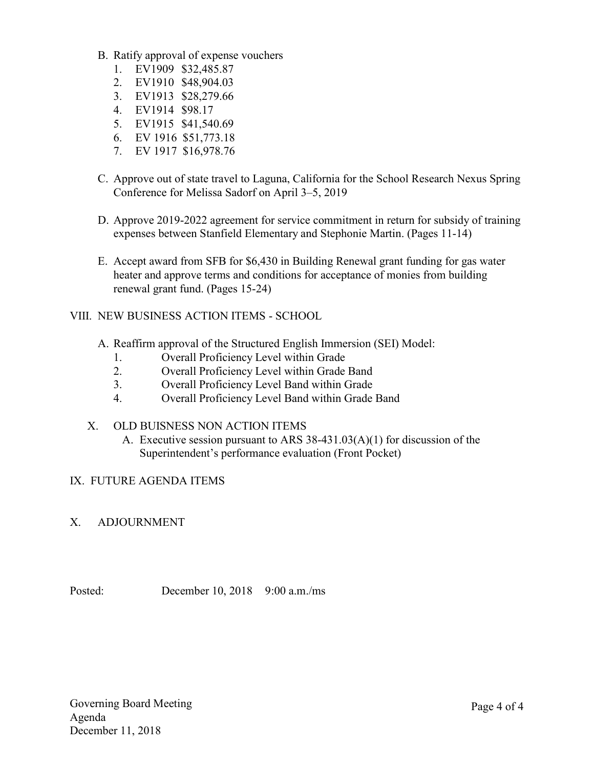B. Ratify approval of expense vouchers
   1. EV1909 $32,485.87
   2. EV1910 $48,904.03
   3. EV1913 $28,279.66
   4. EV1914 $98.17
   5. EV1915 $41,540.69
   6. EV 1916 $51,773.18
   7. EV 1917 $16,978.76

C. Approve out of state travel to Laguna, California for the School Research Nexus Spring Conference for Melissa Sadorf on April 3–5, 2019

D. Approve 2019-2022 agreement for service commitment in return for subsidy of training expenses between Stanfield Elementary and Stephonie Martin. (Pages 11-14)

E. Accept award from SFB for $6,430 in Building Renewal grant funding for gas water heater and approve terms and conditions for acceptance of monies from building renewal grant fund. (Pages 15-24)

VIII. NEW BUSINESS ACTION ITEMS - SCHOOL

A. Reaffirm approval of the Structured English Immersion (SEI) Model:
   1. Overall Proficiency Level within Grade
   2. Overall Proficiency Level within Grade Band
   3. Overall Proficiency Level Band within Grade
   4. Overall Proficiency Level Band within Grade Band

X. OLD BUISNESS NON ACTION ITEMS
   A. Executive session pursuant to ARS 38-431.03(A)(1) for discussion of the Superintendent's performance evaluation (Front Pocket)

IX. FUTURE AGENDA ITEMS

X. ADJOURNMENT

Posted: December 10, 2018 9:00 a.m./ms

Governing Board Meeting
Agenda
December 11, 2018